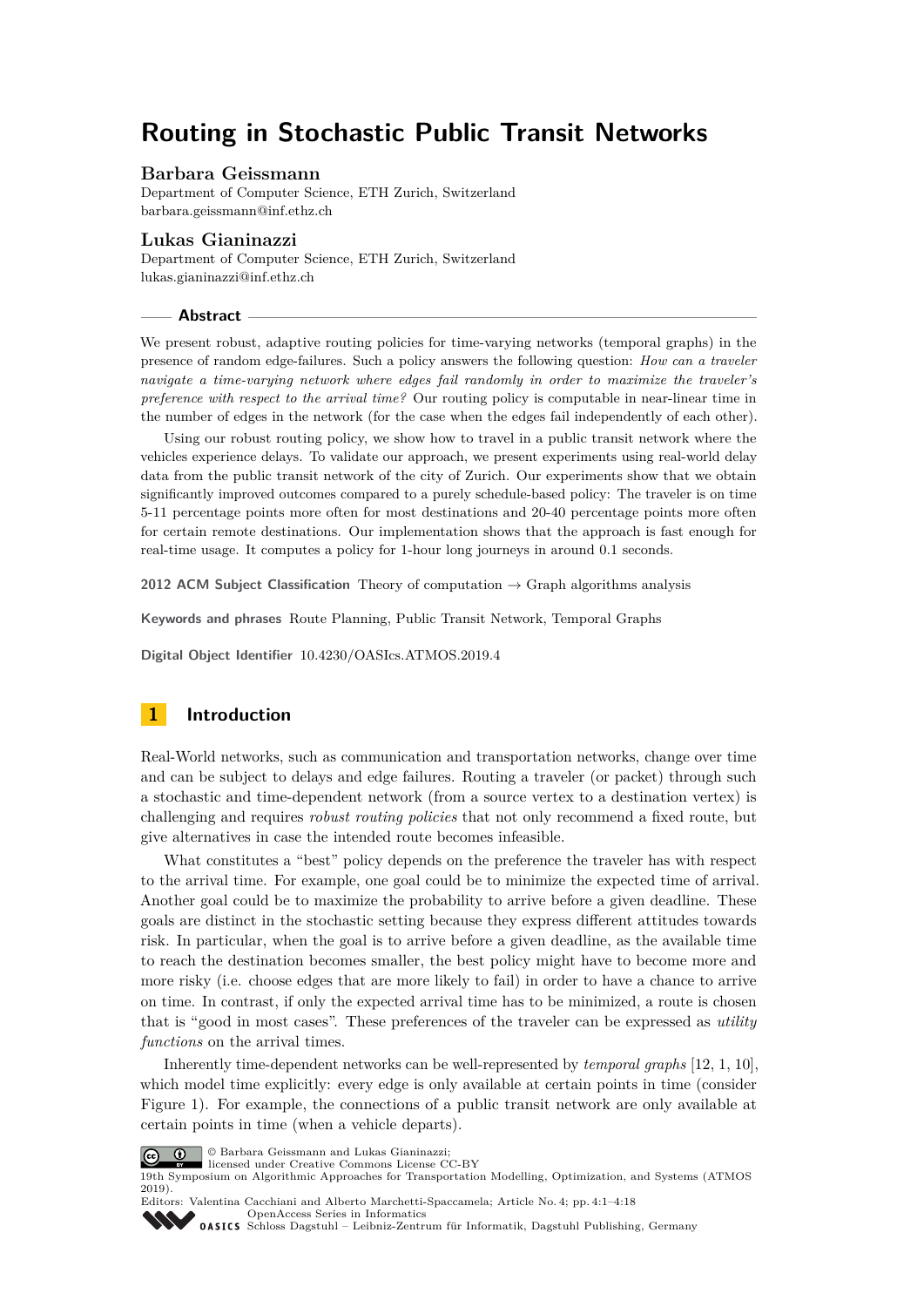# Routing in Stochastic Public Transit Networks

## Barbara Geissmann

Department of Computer Science, ETH Zurich, Switzerland
barbara.geissmann@inf.ethz.ch

## Lukas Gianinazzi

Department of Computer Science, ETH Zurich, Switzerland
lukas.gianinazzi@inf.ethz.ch

## Abstract

We present robust, adaptive routing policies for time-varying networks (temporal graphs) in the presence of random edge-failures. Such a policy answers the following question: *How can a traveler navigate a time-varying network where edges fail randomly in order to maximize the traveler's preference with respect to the arrival time?* Our routing policy is computable in near-linear time in the number of edges in the network (for the case when the edges fail independently of each other).

Using our robust routing policy, we show how to travel in a public transit network where the vehicles experience delays. To validate our approach, we present experiments using real-world delay data from the public transit network of the city of Zurich. Our experiments show that we obtain significantly improved outcomes compared to a purely schedule-based policy: The traveler is on time 5-11 percentage points more often for most destinations and 20-40 percentage points more often for certain remote destinations. Our implementation shows that the approach is fast enough for real-time usage. It computes a policy for 1-hour long journeys in around 0.1 seconds.

**2012 ACM Subject Classification** Theory of computation → Graph algorithms analysis

**Keywords and phrases** Route Planning, Public Transit Network, Temporal Graphs

**Digital Object Identifier** 10.4230/OASIcs.ATMOS.2019.4

## 1 Introduction

Real-World networks, such as communication and transportation networks, change over time and can be subject to delays and edge failures. Routing a traveler (or packet) through such a stochastic and time-dependent network (from a source vertex to a destination vertex) is challenging and requires *robust routing policies* that not only recommend a fixed route, but give alternatives in case the intended route becomes infeasible.

What constitutes a "best" policy depends on the preference the traveler has with respect to the arrival time. For example, one goal could be to minimize the expected time of arrival. Another goal could be to maximize the probability to arrive before a given deadline. These goals are distinct in the stochastic setting because they express different attitudes towards risk. In particular, when the goal is to arrive before a given deadline, as the available time to reach the destination becomes smaller, the best policy might have to become more and more risky (i.e. choose edges that are more likely to fail) in order to have a chance to arrive on time. In contrast, if only the expected arrival time has to be minimized, a route is chosen that is "good in most cases". These preferences of the traveler can be expressed as *utility functions* on the arrival times.

Inherently time-dependent networks can be well-represented by *temporal graphs* [12, 1, 10], which model time explicitly: every edge is only available at certain points in time (consider Figure 1). For example, the connections of a public transit network are only available at certain points in time (when a vehicle departs).

© Barbara Geissmann and Lukas Gianinazzi;
licensed under Creative Commons License CC-BY
19th Symposium on Algorithmic Approaches for Transportation Modelling, Optimization, and Systems (ATMOS 2019).
Editors: Valentina Cacchiani and Alberto Marchetti-Spaccamela; Article No. 4; pp. 4:1–4:18
OpenAccess Series in Informatics
Schloss Dagstuhl – Leibniz-Zentrum für Informatik, Dagstuhl Publishing, Germany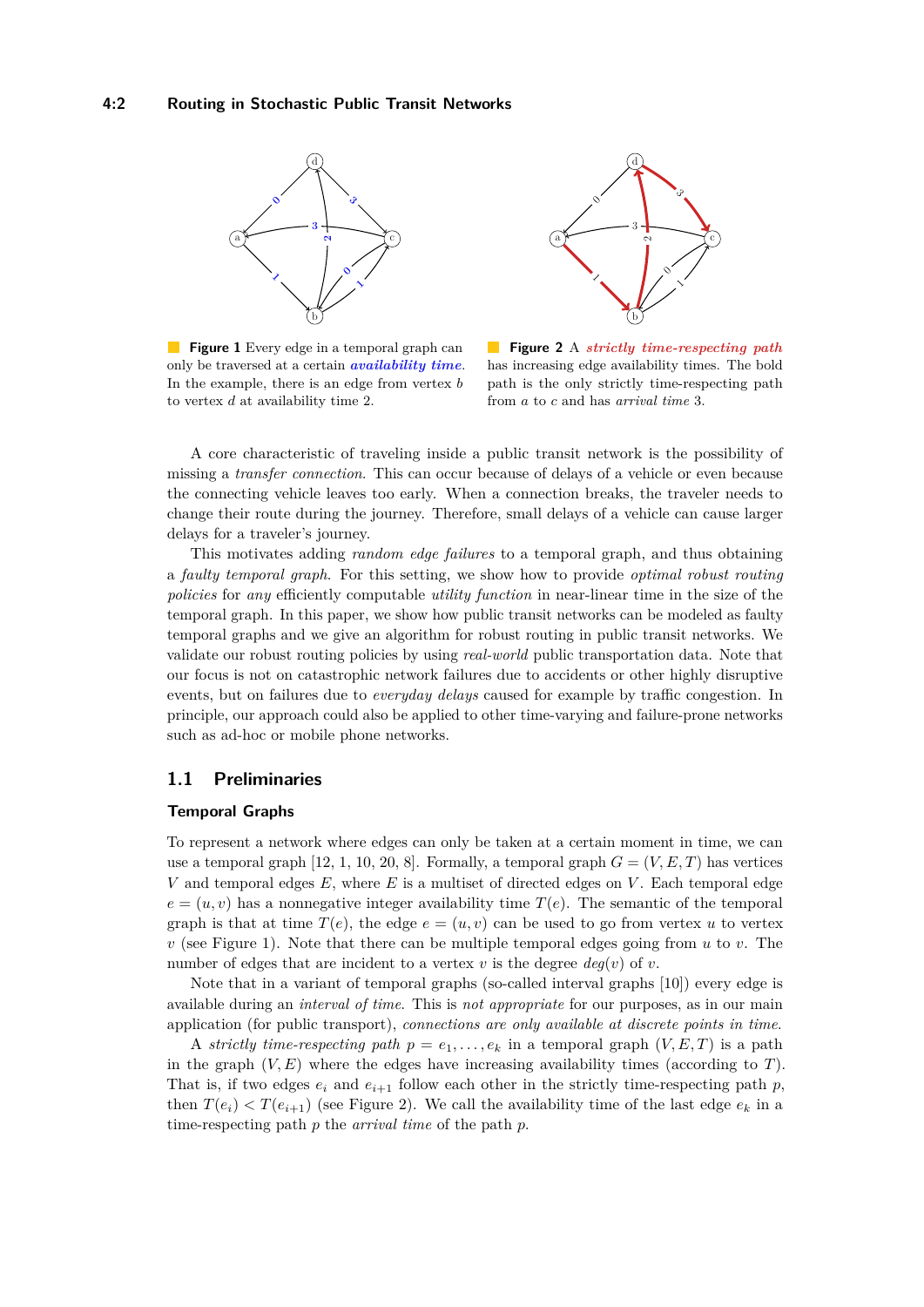**Figure 1** Every edge in a temporal graph can only be traversed at a certain ***availability time***. In the example, there is an edge from vertex $b$ to vertex $d$ at availability time 2.

**Figure 2** A ***strictly time-respecting path*** has increasing edge availability times. The bold path is the only strictly time-respecting path from $a$ to $c$ and has *arrival time* 3.

A core characteristic of traveling inside a public transit network is the possibility of missing a *transfer connection*. This can occur because of delays of a vehicle or even because the connecting vehicle leaves too early. When a connection breaks, the traveler needs to change their route during the journey. Therefore, small delays of a vehicle can cause larger delays for a traveler's journey.

This motivates adding *random edge failures* to a temporal graph, and thus obtaining a *faulty temporal graph*. For this setting, we show how to provide *optimal robust routing policies* for *any* efficiently computable *utility function* in near-linear time in the size of the temporal graph. In this paper, we show how public transit networks can be modeled as faulty temporal graphs and we give an algorithm for robust routing in public transit networks. We validate our robust routing policies by using *real-world* public transportation data. Note that our focus is not on catastrophic network failures due to accidents or other highly disruptive events, but on failures due to *everyday delays* caused for example by traffic congestion. In principle, our approach could also be applied to other time-varying and failure-prone networks such as ad-hoc or mobile phone networks.

## 1.1 Preliminaries

### Temporal Graphs

To represent a network where edges can only be taken at a certain moment in time, we can use a temporal graph [12, 1, 10, 20, 8]. Formally, a temporal graph $G = (V, E, T)$ has vertices $V$ and temporal edges $E$, where $E$ is a multiset of directed edges on $V$. Each temporal edge $e = (u, v)$ has a nonnegative integer availability time $T(e)$. The semantic of the temporal graph is that at time $T(e)$, the edge $e = (u, v)$ can be used to go from vertex $u$ to vertex $v$ (see Figure 1). Note that there can be multiple temporal edges going from $u$ to $v$. The number of edges that are incident to a vertex $v$ is the degree $deg(v)$ of $v$.

Note that in a variant of temporal graphs (so-called interval graphs [10]) every edge is available during an *interval of time*. This is *not appropriate* for our purposes, as in our main application (for public transport), *connections are only available at discrete points in time*.

A *strictly time-respecting path* $p = e_1, \ldots, e_k$ in a temporal graph $(V, E, T)$ is a path in the graph $(V, E)$ where the edges have increasing availability times (according to $T$). That is, if two edges $e_i$ and $e_{i+1}$ follow each other in the strictly time-respecting path $p$, then $T(e_i) < T(e_{i+1})$ (see Figure 2). We call the availability time of the last edge $e_k$ in a time-respecting path $p$ the *arrival time* of the path $p$.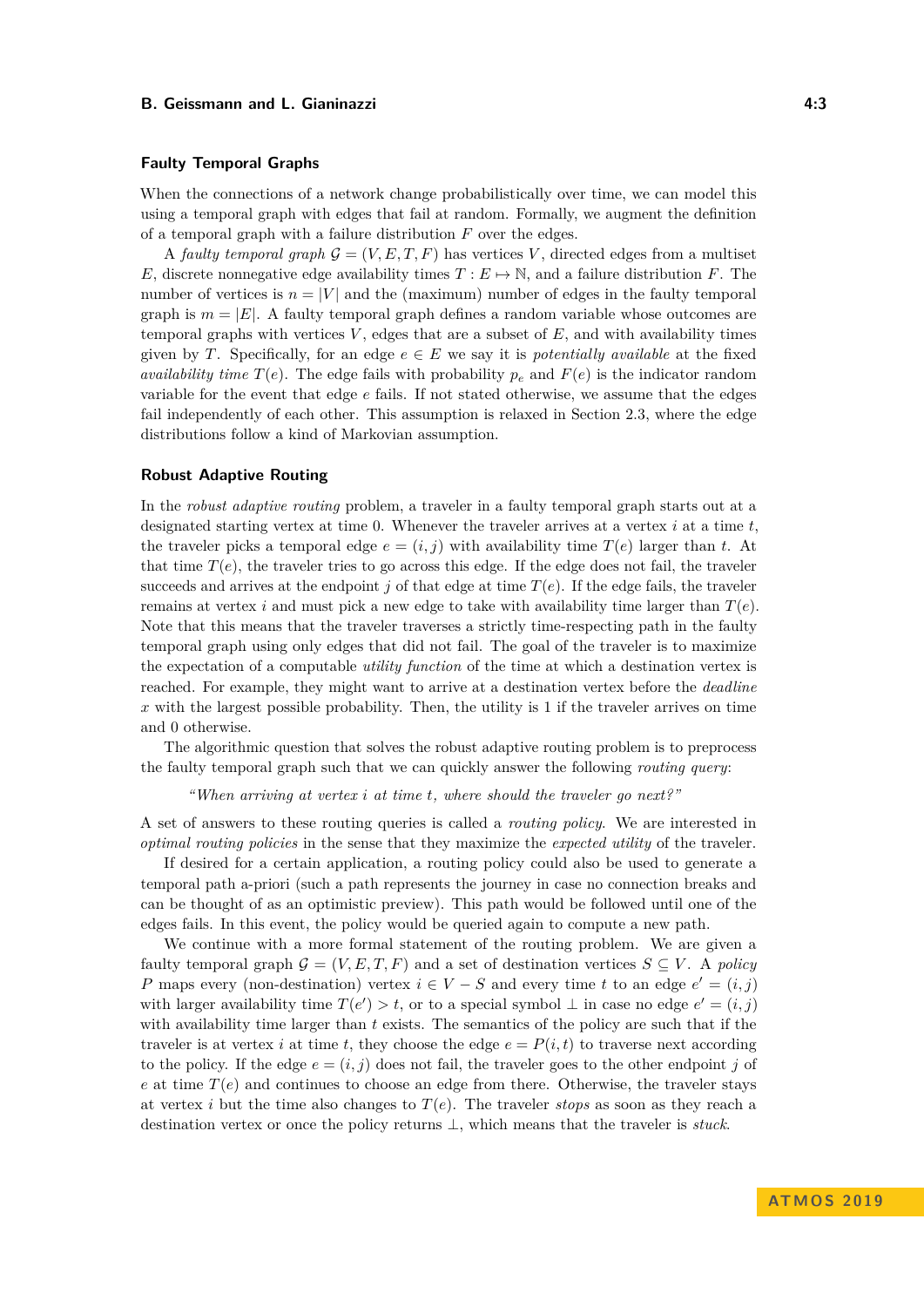### Faulty Temporal Graphs

When the connections of a network change probabilistically over time, we can model this using a temporal graph with edges that fail at random. Formally, we augment the definition of a temporal graph with a failure distribution $F$ over the edges.

A *faulty temporal graph* $\mathcal{G} = (V, E, T, F)$ has vertices $V$, directed edges from a multiset $E$, discrete nonnegative edge availability times $T : E \mapsto \mathbb{N}$, and a failure distribution $F$. The number of vertices is $n = |V|$ and the (maximum) number of edges in the faulty temporal graph is $m = |E|$. A faulty temporal graph defines a random variable whose outcomes are temporal graphs with vertices $V$, edges that are a subset of $E$, and with availability times given by $T$. Specifically, for an edge $e \in E$ we say it is *potentially available* at the fixed *availability time* $T(e)$. The edge fails with probability $p_e$ and $F(e)$ is the indicator random variable for the event that edge $e$ fails. If not stated otherwise, we assume that the edges fail independently of each other. This assumption is relaxed in Section 2.3, where the edge distributions follow a kind of Markovian assumption.

### Robust Adaptive Routing

In the *robust adaptive routing* problem, a traveler in a faulty temporal graph starts out at a designated starting vertex at time 0. Whenever the traveler arrives at a vertex $i$ at a time $t$, the traveler picks a temporal edge $e = (i, j)$ with availability time $T(e)$ larger than $t$. At that time $T(e)$, the traveler tries to go across this edge. If the edge does not fail, the traveler succeeds and arrives at the endpoint $j$ of that edge at time $T(e)$. If the edge fails, the traveler remains at vertex $i$ and must pick a new edge to take with availability time larger than $T(e)$. Note that this means that the traveler traverses a strictly time-respecting path in the faulty temporal graph using only edges that did not fail. The goal of the traveler is to maximize the expectation of a computable *utility function* of the time at which a destination vertex is reached. For example, they might want to arrive at a destination vertex before the *deadline* $x$ with the largest possible probability. Then, the utility is 1 if the traveler arrives on time and 0 otherwise.

The algorithmic question that solves the robust adaptive routing problem is to preprocess the faulty temporal graph such that we can quickly answer the following *routing query*:

> *"When arriving at vertex $i$ at time $t$, where should the traveler go next?"*

A set of answers to these routing queries is called a *routing policy*. We are interested in *optimal routing policies* in the sense that they maximize the *expected utility* of the traveler.

If desired for a certain application, a routing policy could also be used to generate a temporal path a-priori (such a path represents the journey in case no connection breaks and can be thought of as an optimistic preview). This path would be followed until one of the edges fails. In this event, the policy would be queried again to compute a new path.

We continue with a more formal statement of the routing problem. We are given a faulty temporal graph $\mathcal{G} = (V, E, T, F)$ and a set of destination vertices $S \subseteq V$. A *policy* $P$ maps every (non-destination) vertex $i \in V - S$ and every time $t$ to an edge $e' = (i, j)$ with larger availability time $T(e') > t$, or to a special symbol $\perp$ in case no edge $e' = (i, j)$ with availability time larger than $t$ exists. The semantics of the policy are such that if the traveler is at vertex $i$ at time $t$, they choose the edge $e = P(i, t)$ to traverse next according to the policy. If the edge $e = (i, j)$ does not fail, the traveler goes to the other endpoint $j$ of $e$ at time $T(e)$ and continues to choose an edge from there. Otherwise, the traveler stays at vertex $i$ but the time also changes to $T(e)$. The traveler *stops* as soon as they reach a destination vertex or once the policy returns $\perp$, which means that the traveler is *stuck*.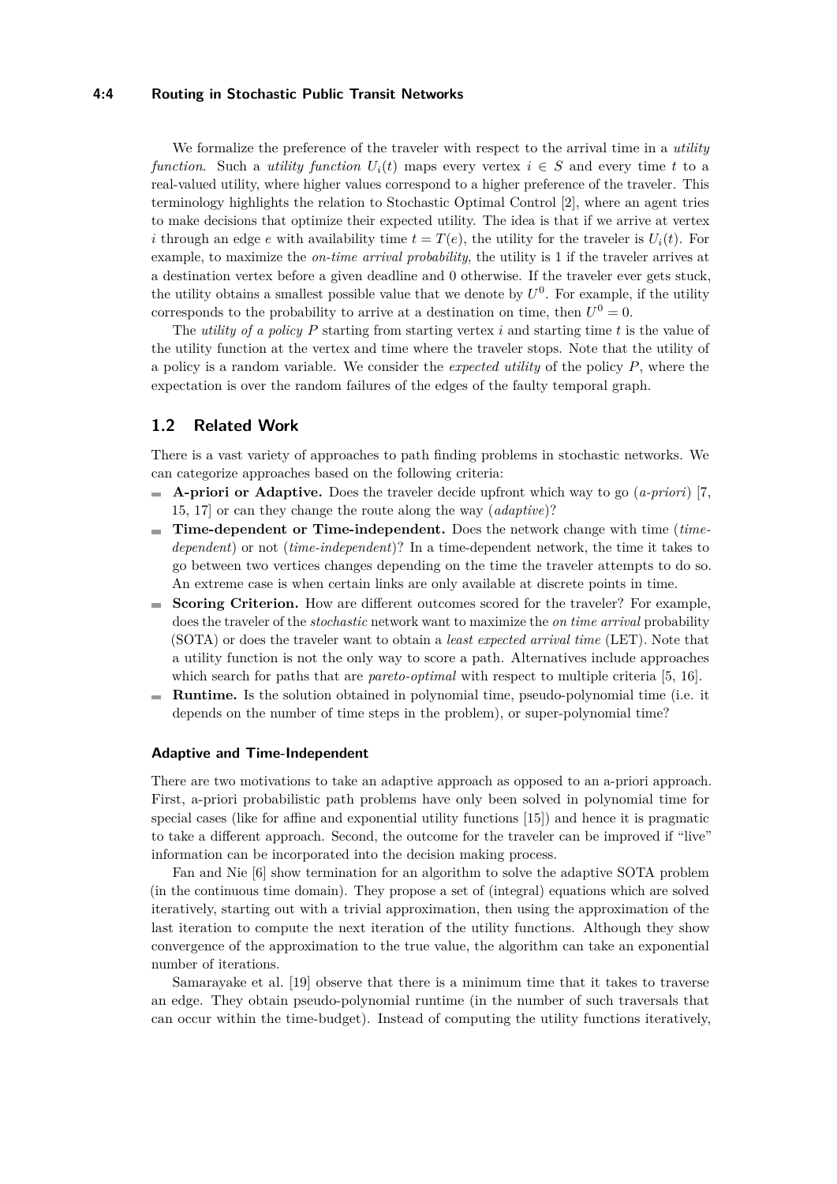We formalize the preference of the traveler with respect to the arrival time in a *utility function*. Such a *utility function* $U_i(t)$ maps every vertex $i \in S$ and every time $t$ to a real-valued utility, where higher values correspond to a higher preference of the traveler. This terminology highlights the relation to Stochastic Optimal Control [2], where an agent tries to make decisions that optimize their expected utility. The idea is that if we arrive at vertex $i$ through an edge $e$ with availability time $t = T(e)$, the utility for the traveler is $U_i(t)$. For example, to maximize the *on-time arrival probability*, the utility is 1 if the traveler arrives at a destination vertex before a given deadline and 0 otherwise. If the traveler ever gets stuck, the utility obtains a smallest possible value that we denote by $U^0$. For example, if the utility corresponds to the probability to arrive at a destination on time, then $U^0 = 0$.

The *utility of a policy* $P$ starting from starting vertex $i$ and starting time $t$ is the value of the utility function at the vertex and time where the traveler stops. Note that the utility of a policy is a random variable. We consider the *expected utility* of the policy $P$, where the expectation is over the random failures of the edges of the faulty temporal graph.

## 1.2 Related Work

There is a vast variety of approaches to path finding problems in stochastic networks. We can categorize approaches based on the following criteria:

- **A-priori or Adaptive.** Does the traveler decide upfront which way to go (*a-priori*) [7, 15, 17] or can they change the route along the way (*adaptive*)?
- **Time-dependent or Time-independent.** Does the network change with time (*time-dependent*) or not (*time-independent*)? In a time-dependent network, the time it takes to go between two vertices changes depending on the time the traveler attempts to do so. An extreme case is when certain links are only available at discrete points in time.
- **Scoring Criterion.** How are different outcomes scored for the traveler? For example, does the traveler of the *stochastic* network want to maximize the *on time arrival* probability (SOTA) or does the traveler want to obtain a *least expected arrival time* (LET). Note that a utility function is not the only way to score a path. Alternatives include approaches which search for paths that are *pareto-optimal* with respect to multiple criteria [5, 16].
- **Runtime.** Is the solution obtained in polynomial time, pseudo-polynomial time (i.e. it depends on the number of time steps in the problem), or super-polynomial time?

#### Adaptive and Time-Independent

There are two motivations to take an adaptive approach as opposed to an a-priori approach. First, a-priori probabilistic path problems have only been solved in polynomial time for special cases (like for affine and exponential utility functions [15]) and hence it is pragmatic to take a different approach. Second, the outcome for the traveler can be improved if "live" information can be incorporated into the decision making process.

Fan and Nie [6] show termination for an algorithm to solve the adaptive SOTA problem (in the continuous time domain). They propose a set of (integral) equations which are solved iteratively, starting out with a trivial approximation, then using the approximation of the last iteration to compute the next iteration of the utility functions. Although they show convergence of the approximation to the true value, the algorithm can take an exponential number of iterations.

Samarayake et al. [19] observe that there is a minimum time that it takes to traverse an edge. They obtain pseudo-polynomial runtime (in the number of such traversals that can occur within the time-budget). Instead of computing the utility functions iteratively,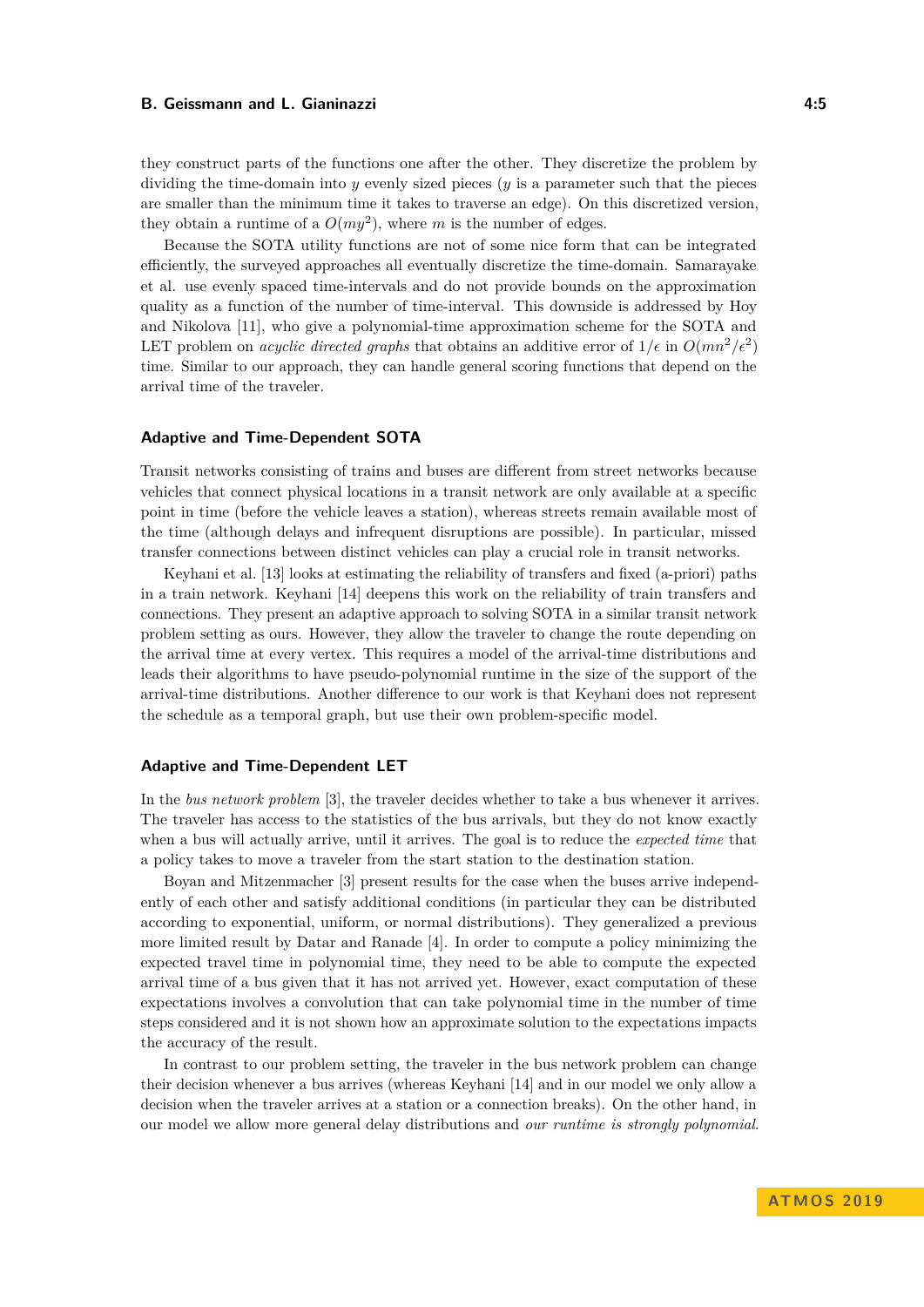they construct parts of the functions one after the other. They discretize the problem by dividing the time-domain into $y$ evenly sized pieces ($y$ is a parameter such that the pieces are smaller than the minimum time it takes to traverse an edge). On this discretized version, they obtain a runtime of a $O(my^2)$, where $m$ is the number of edges.

Because the SOTA utility functions are not of some nice form that can be integrated efficiently, the surveyed approaches all eventually discretize the time-domain. Samarayake et al. use evenly spaced time-intervals and do not provide bounds on the approximation quality as a function of the number of time-interval. This downside is addressed by Hoy and Nikolova [11], who give a polynomial-time approximation scheme for the SOTA and LET problem on *acyclic directed graphs* that obtains an additive error of $1/\epsilon$ in $O(mn^2/\epsilon^2)$ time. Similar to our approach, they can handle general scoring functions that depend on the arrival time of the traveler.

### Adaptive and Time-Dependent SOTA

Transit networks consisting of trains and buses are different from street networks because vehicles that connect physical locations in a transit network are only available at a specific point in time (before the vehicle leaves a station), whereas streets remain available most of the time (although delays and infrequent disruptions are possible). In particular, missed transfer connections between distinct vehicles can play a crucial role in transit networks.

Keyhani et al. [13] looks at estimating the reliability of transfers and fixed (a-priori) paths in a train network. Keyhani [14] deepens this work on the reliability of train transfers and connections. They present an adaptive approach to solving SOTA in a similar transit network problem setting as ours. However, they allow the traveler to change the route depending on the arrival time at every vertex. This requires a model of the arrival-time distributions and leads their algorithms to have pseudo-polynomial runtime in the size of the support of the arrival-time distributions. Another difference to our work is that Keyhani does not represent the schedule as a temporal graph, but use their own problem-specific model.

### Adaptive and Time-Dependent LET

In the *bus network problem* [3], the traveler decides whether to take a bus whenever it arrives. The traveler has access to the statistics of the bus arrivals, but they do not know exactly when a bus will actually arrive, until it arrives. The goal is to reduce the *expected time* that a policy takes to move a traveler from the start station to the destination station.

Boyan and Mitzenmacher [3] present results for the case when the buses arrive independently of each other and satisfy additional conditions (in particular they can be distributed according to exponential, uniform, or normal distributions). They generalized a previous more limited result by Datar and Ranade [4]. In order to compute a policy minimizing the expected travel time in polynomial time, they need to be able to compute the expected arrival time of a bus given that it has not arrived yet. However, exact computation of these expectations involves a convolution that can take polynomial time in the number of time steps considered and it is not shown how an approximate solution to the expectations impacts the accuracy of the result.

In contrast to our problem setting, the traveler in the bus network problem can change their decision whenever a bus arrives (whereas Keyhani [14] and in our model we only allow a decision when the traveler arrives at a station or a connection breaks). On the other hand, in our model we allow more general delay distributions and *our runtime is strongly polynomial*.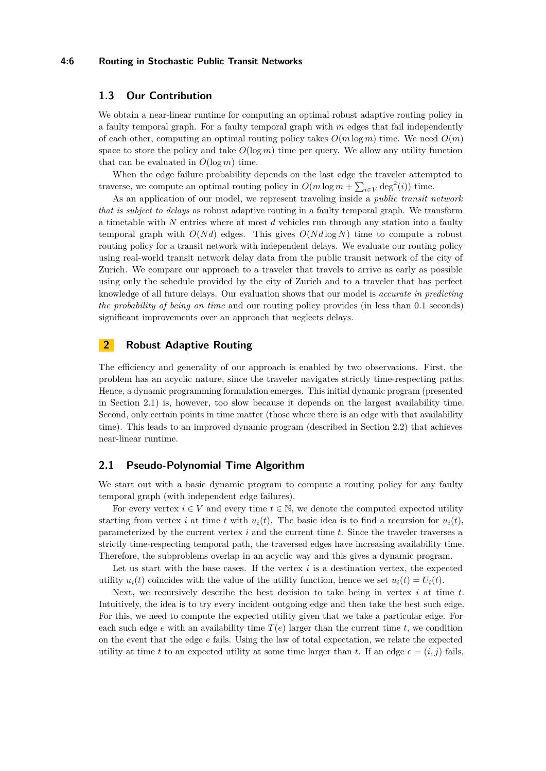## 1.3 Our Contribution

We obtain a near-linear runtime for computing an optimal robust adaptive routing policy in a faulty temporal graph. For a faulty temporal graph with $m$ edges that fail independently of each other, computing an optimal routing policy takes $O(m \log m)$ time. We need $O(m)$ space to store the policy and take $O(\log m)$ time per query. We allow any utility function that can be evaluated in $O(\log m)$ time.

When the edge failure probability depends on the last edge the traveler attempted to traverse, we compute an optimal routing policy in $O(m \log m + \sum_{i \in V} \deg^2(i))$ time.

As an application of our model, we represent traveling inside a *public transit network that is subject to delays* as robust adaptive routing in a faulty temporal graph. We transform a timetable with $N$ entries where at most $d$ vehicles run through any station into a faulty temporal graph with $O(Nd)$ edges. This gives $O(Nd \log N)$ time to compute a robust routing policy for a transit network with independent delays. We evaluate our routing policy using real-world transit network delay data from the public transit network of the city of Zurich. We compare our approach to a traveler that travels to arrive as early as possible using only the schedule provided by the city of Zurich and to a traveler that has perfect knowledge of all future delays. Our evaluation shows that our model is *accurate in predicting the probability of being on time* and our routing policy provides (in less than 0.1 seconds) significant improvements over an approach that neglects delays.

# 2 Robust Adaptive Routing

The efficiency and generality of our approach is enabled by two observations. First, the problem has an acyclic nature, since the traveler navigates strictly time-respecting paths. Hence, a dynamic programming formulation emerges. This initial dynamic program (presented in Section 2.1) is, however, too slow because it depends on the largest availability time. Second, only certain points in time matter (those where there is an edge with that availability time). This leads to an improved dynamic program (described in Section 2.2) that achieves near-linear runtime.

## 2.1 Pseudo-Polynomial Time Algorithm

We start out with a basic dynamic program to compute a routing policy for any faulty temporal graph (with independent edge failures).

For every vertex $i \in V$ and every time $t \in \mathbb{N}$, we denote the computed expected utility starting from vertex $i$ at time $t$ with $u_i(t)$. The basic idea is to find a recursion for $u_i(t)$, parameterized by the current vertex $i$ and the current time $t$. Since the traveler traverses a strictly time-respecting temporal path, the traversed edges have increasing availability time. Therefore, the subproblems overlap in an acyclic way and this gives a dynamic program.

Let us start with the base cases. If the vertex $i$ is a destination vertex, the expected utility $u_i(t)$ coincides with the value of the utility function, hence we set $u_i(t) = U_i(t)$.

Next, we recursively describe the best decision to take being in vertex $i$ at time $t$. Intuitively, the idea is to try every incident outgoing edge and then take the best such edge. For this, we need to compute the expected utility given that we take a particular edge. For each such edge $e$ with an availability time $T(e)$ larger than the current time $t$, we condition on the event that the edge $e$ fails. Using the law of total expectation, we relate the expected utility at time $t$ to an expected utility at some time larger than $t$. If an edge $e = (i, j)$ fails,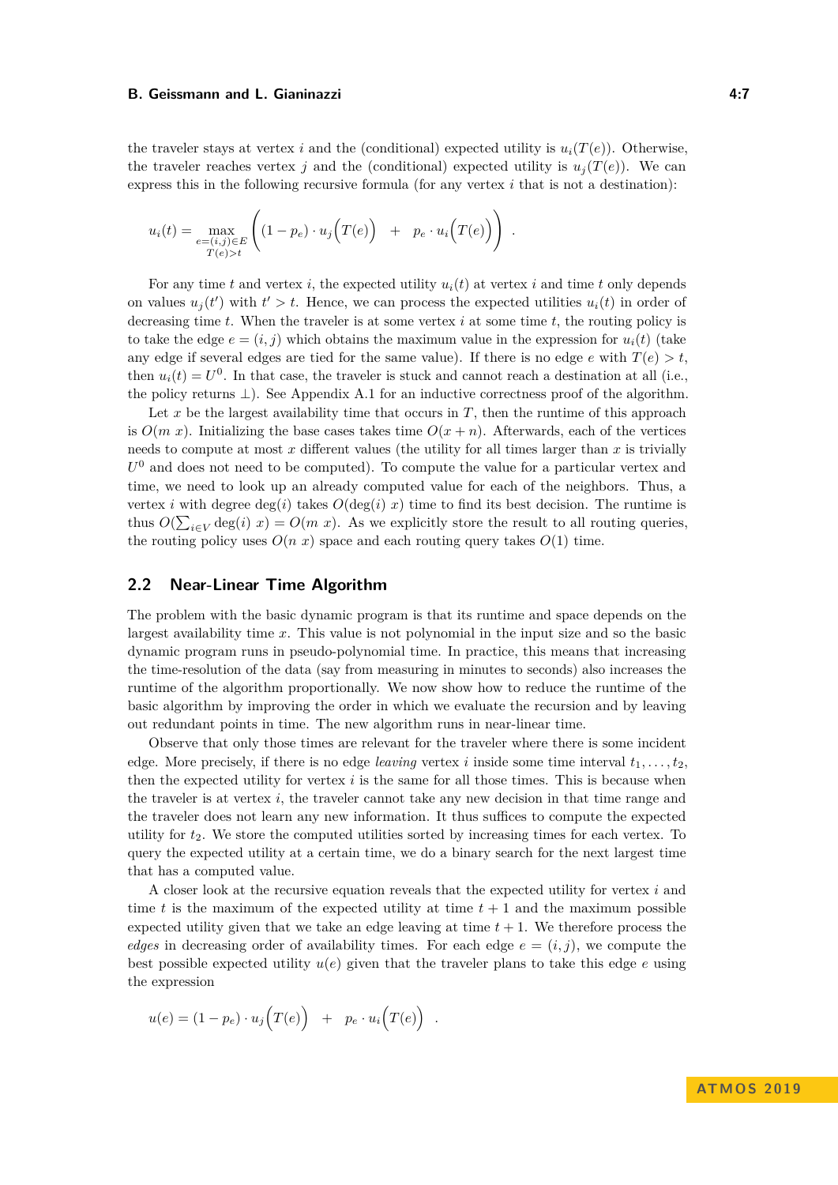the traveler stays at vertex $i$ and the (conditional) expected utility is $u_i(T(e))$. Otherwise, the traveler reaches vertex $j$ and the (conditional) expected utility is $u_j(T(e))$. We can express this in the following recursive formula (for any vertex $i$ that is not a destination):

$$u_i(t) = \max_{\substack{e=(i,j)\in E \\ T(e)>t}} \left( (1-p_e)\cdot u_j\Big(T(e)\Big) \quad + \quad p_e \cdot u_i\Big(T(e)\Big) \right) \ .$$

For any time $t$ and vertex $i$, the expected utility $u_i(t)$ at vertex $i$ and time $t$ only depends on values $u_j(t')$ with $t' > t$. Hence, we can process the expected utilities $u_i(t)$ in order of decreasing time $t$. When the traveler is at some vertex $i$ at some time $t$, the routing policy is to take the edge $e = (i, j)$ which obtains the maximum value in the expression for $u_i(t)$ (take any edge if several edges are tied for the same value). If there is no edge $e$ with $T(e) > t$, then $u_i(t) = U^0$. In that case, the traveler is stuck and cannot reach a destination at all (i.e., the policy returns $\perp$). See Appendix A.1 for an inductive correctness proof of the algorithm.

Let $x$ be the largest availability time that occurs in $T$, then the runtime of this approach is $O(m\ x)$. Initializing the base cases takes time $O(x + n)$. Afterwards, each of the vertices needs to compute at most $x$ different values (the utility for all times larger than $x$ is trivially $U^0$ and does not need to be computed). To compute the value for a particular vertex and time, we need to look up an already computed value for each of the neighbors. Thus, a vertex $i$ with degree $\deg(i)$ takes $O(\deg(i)\ x)$ time to find its best decision. The runtime is thus $O(\sum_{i\in V} \deg(i)\ x) = O(m\ x)$. As we explicitly store the result to all routing queries, the routing policy uses $O(n\ x)$ space and each routing query takes $O(1)$ time.

## 2.2 Near-Linear Time Algorithm

The problem with the basic dynamic program is that its runtime and space depends on the largest availability time $x$. This value is not polynomial in the input size and so the basic dynamic program runs in pseudo-polynomial time. In practice, this means that increasing the time-resolution of the data (say from measuring in minutes to seconds) also increases the runtime of the algorithm proportionally. We now show how to reduce the runtime of the basic algorithm by improving the order in which we evaluate the recursion and by leaving out redundant points in time. The new algorithm runs in near-linear time.

Observe that only those times are relevant for the traveler where there is some incident edge. More precisely, if there is no edge *leaving* vertex $i$ inside some time interval $t_1, \ldots, t_2$, then the expected utility for vertex $i$ is the same for all those times. This is because when the traveler is at vertex $i$, the traveler cannot take any new decision in that time range and the traveler does not learn any new information. It thus suffices to compute the expected utility for $t_2$. We store the computed utilities sorted by increasing times for each vertex. To query the expected utility at a certain time, we do a binary search for the next largest time that has a computed value.

A closer look at the recursive equation reveals that the expected utility for vertex $i$ and time $t$ is the maximum of the expected utility at time $t + 1$ and the maximum possible expected utility given that we take an edge leaving at time $t + 1$. We therefore process the *edges* in decreasing order of availability times. For each edge $e = (i, j)$, we compute the best possible expected utility $u(e)$ given that the traveler plans to take this edge $e$ using the expression

$$u(e) = (1-p_e)\cdot u_j\Big(T(e)\Big) \quad + \quad p_e \cdot u_i\Big(T(e)\Big) \ .$$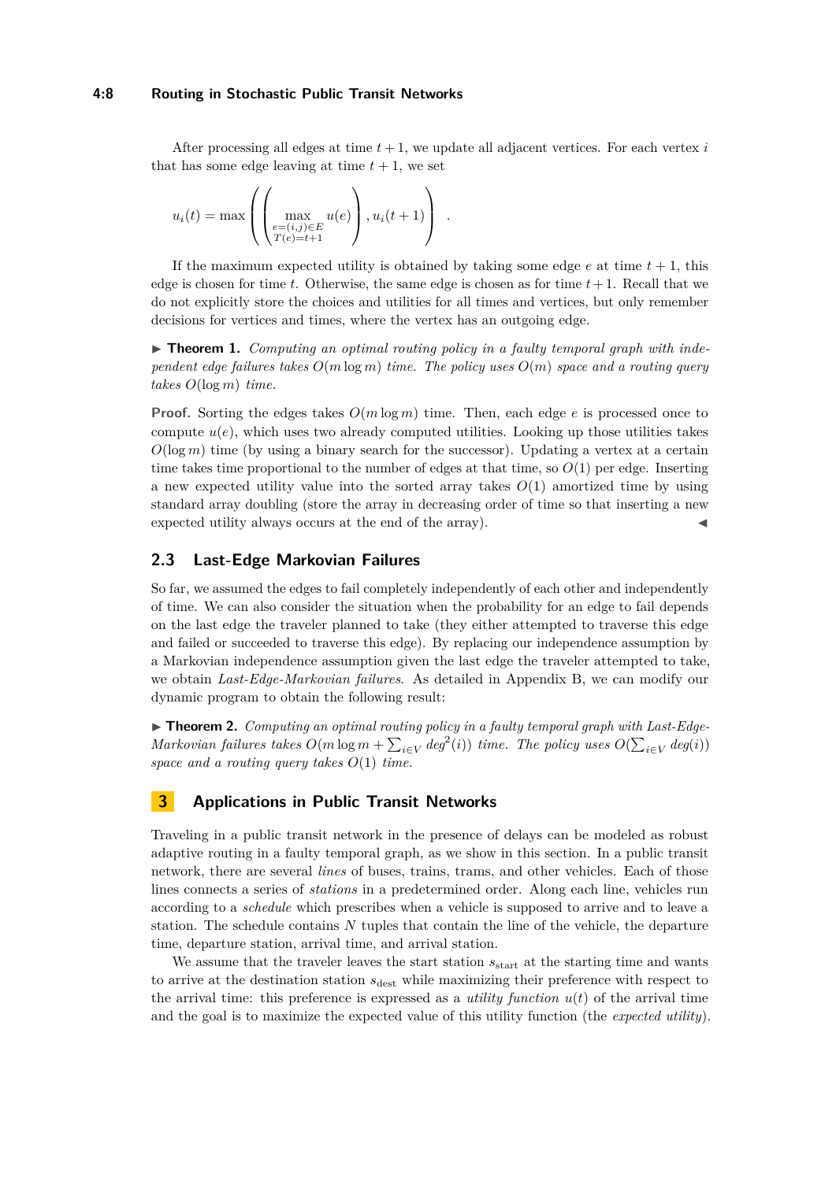After processing all edges at time $t+1$, we update all adjacent vertices. For each vertex $i$ that has some edge leaving at time $t+1$, we set

$$u_i(t) = \max\left(\left(\max_{\substack{e=(i,j)\in E\\ T(e)=t+1}} u(e)\right), u_i(t+1)\right) .$$

If the maximum expected utility is obtained by taking some edge $e$ at time $t+1$, this edge is chosen for time $t$. Otherwise, the same edge is chosen as for time $t+1$. Recall that we do not explicitly store the choices and utilities for all times and vertices, but only remember decisions for vertices and times, where the vertex has an outgoing edge.

▶ **Theorem 1.** *Computing an optimal routing policy in a faulty temporal graph with independent edge failures takes $O(m \log m)$ time. The policy uses $O(m)$ space and a routing query takes $O(\log m)$ time.*

**Proof.** Sorting the edges takes $O(m \log m)$ time. Then, each edge $e$ is processed once to compute $u(e)$, which uses two already computed utilities. Looking up those utilities takes $O(\log m)$ time (by using a binary search for the successor). Updating a vertex at a certain time takes time proportional to the number of edges at that time, so $O(1)$ per edge. Inserting a new expected utility value into the sorted array takes $O(1)$ amortized time by using standard array doubling (store the array in decreasing order of time so that inserting a new expected utility always occurs at the end of the array). ◀

## 2.3 Last-Edge Markovian Failures

So far, we assumed the edges to fail completely independently of each other and independently of time. We can also consider the situation when the probability for an edge to fail depends on the last edge the traveler planned to take (they either attempted to traverse this edge and failed or succeeded to traverse this edge). By replacing our independence assumption by a Markovian independence assumption given the last edge the traveler attempted to take, we obtain *Last-Edge-Markovian failures*. As detailed in Appendix B, we can modify our dynamic program to obtain the following result:

▶ **Theorem 2.** *Computing an optimal routing policy in a faulty temporal graph with Last-Edge-Markovian failures takes $O(m \log m + \sum_{i \in V} deg^2(i))$ time. The policy uses $O(\sum_{i\in V} deg(i))$ space and a routing query takes $O(1)$ time.*

# 3 Applications in Public Transit Networks

Traveling in a public transit network in the presence of delays can be modeled as robust adaptive routing in a faulty temporal graph, as we show in this section. In a public transit network, there are several *lines* of buses, trains, trams, and other vehicles. Each of those lines connects a series of *stations* in a predetermined order. Along each line, vehicles run according to a *schedule* which prescribes when a vehicle is supposed to arrive and to leave a station. The schedule contains $N$ tuples that contain the line of the vehicle, the departure time, departure station, arrival time, and arrival station.

We assume that the traveler leaves the start station $s_{\text{start}}$ at the starting time and wants to arrive at the destination station $s_{\text{dest}}$ while maximizing their preference with respect to the arrival time: this preference is expressed as a *utility function* $u(t)$ of the arrival time and the goal is to maximize the expected value of this utility function (the *expected utility*).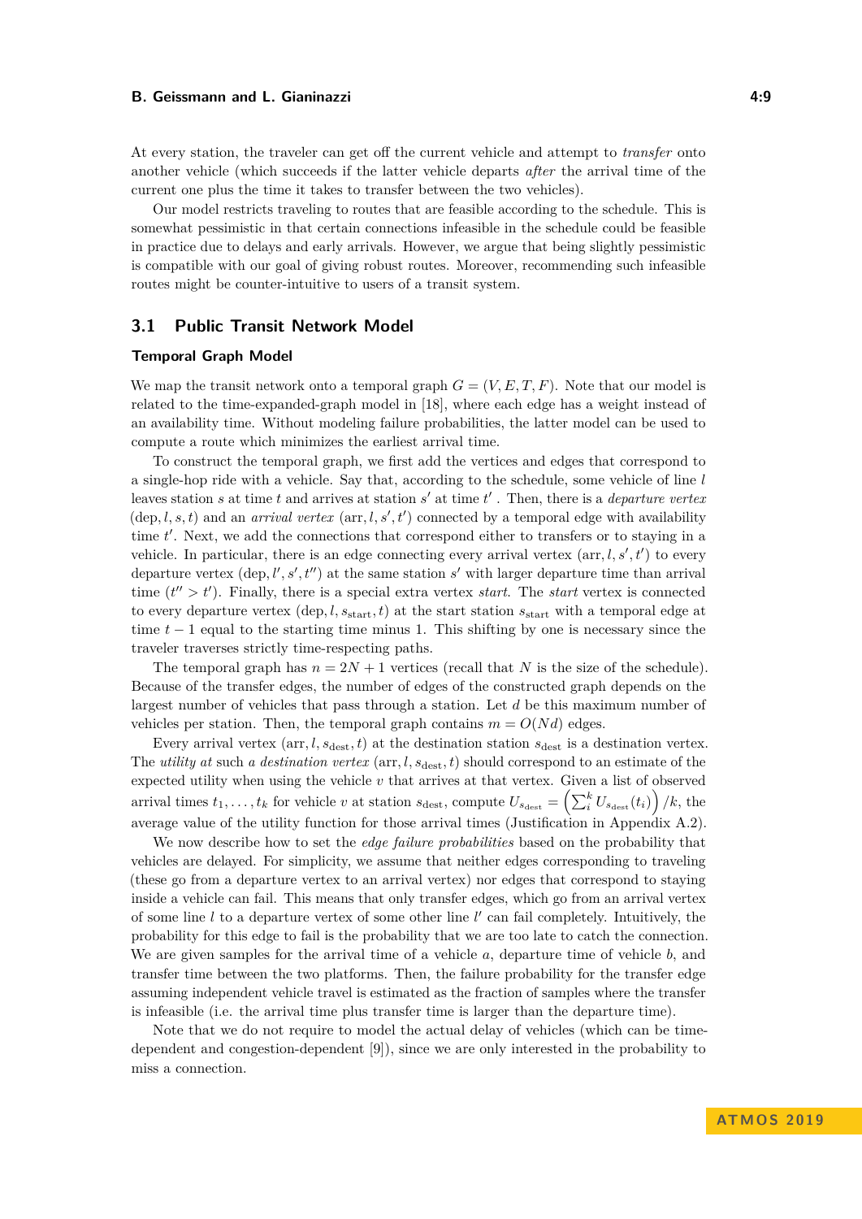At every station, the traveler can get off the current vehicle and attempt to *transfer* onto another vehicle (which succeeds if the latter vehicle departs *after* the arrival time of the current one plus the time it takes to transfer between the two vehicles).

Our model restricts traveling to routes that are feasible according to the schedule. This is somewhat pessimistic in that certain connections infeasible in the schedule could be feasible in practice due to delays and early arrivals. However, we argue that being slightly pessimistic is compatible with our goal of giving robust routes. Moreover, recommending such infeasible routes might be counter-intuitive to users of a transit system.

## 3.1 Public Transit Network Model

### Temporal Graph Model

We map the transit network onto a temporal graph $G = (V, E, T, F)$. Note that our model is related to the time-expanded-graph model in [18], where each edge has a weight instead of an availability time. Without modeling failure probabilities, the latter model can be used to compute a route which minimizes the earliest arrival time.

To construct the temporal graph, we first add the vertices and edges that correspond to a single-hop ride with a vehicle. Say that, according to the schedule, some vehicle of line $l$ leaves station $s$ at time $t$ and arrives at station $s'$ at time $t'$ . Then, there is a *departure vertex* $(\text{dep}, l, s, t)$ and an *arrival vertex* $(\text{arr}, l, s', t')$ connected by a temporal edge with availability time $t'$. Next, we add the connections that correspond either to transfers or to staying in a vehicle. In particular, there is an edge connecting every arrival vertex $(\text{arr}, l, s', t')$ to every departure vertex $(\text{dep}, l', s', t'')$ at the same station $s'$ with larger departure time than arrival time ($t'' > t'$). Finally, there is a special extra vertex *start*. The *start* vertex is connected to every departure vertex $(\text{dep}, l, s_{\text{start}}, t)$ at the start station $s_{\text{start}}$ with a temporal edge at time $t - 1$ equal to the starting time minus 1. This shifting by one is necessary since the traveler traverses strictly time-respecting paths.

The temporal graph has $n = 2N + 1$ vertices (recall that $N$ is the size of the schedule). Because of the transfer edges, the number of edges of the constructed graph depends on the largest number of vehicles that pass through a station. Let $d$ be this maximum number of vehicles per station. Then, the temporal graph contains $m = O(Nd)$ edges.

Every arrival vertex $(\text{arr}, l, s_{\text{dest}}, t)$ at the destination station $s_{\text{dest}}$ is a destination vertex. The *utility at* such *a destination vertex* $(\text{arr}, l, s_{\text{dest}}, t)$ should correspond to an estimate of the expected utility when using the vehicle $v$ that arrives at that vertex. Given a list of observed arrival times $t_1, \ldots, t_k$ for vehicle $v$ at station $s_{\text{dest}}$, compute $U_{s_{\text{dest}}} = \left(\sum_i^k U_{s_{\text{dest}}}(t_i)\right)/k$, the average value of the utility function for those arrival times (Justification in Appendix A.2).

We now describe how to set the *edge failure probabilities* based on the probability that vehicles are delayed. For simplicity, we assume that neither edges corresponding to traveling (these go from a departure vertex to an arrival vertex) nor edges that correspond to staying inside a vehicle can fail. This means that only transfer edges, which go from an arrival vertex of some line $l$ to a departure vertex of some other line $l'$ can fail completely. Intuitively, the probability for this edge to fail is the probability that we are too late to catch the connection. We are given samples for the arrival time of a vehicle $a$, departure time of vehicle $b$, and transfer time between the two platforms. Then, the failure probability for the transfer edge assuming independent vehicle travel is estimated as the fraction of samples where the transfer is infeasible (i.e. the arrival time plus transfer time is larger than the departure time).

Note that we do not require to model the actual delay of vehicles (which can be time-dependent and congestion-dependent [9]), since we are only interested in the probability to miss a connection.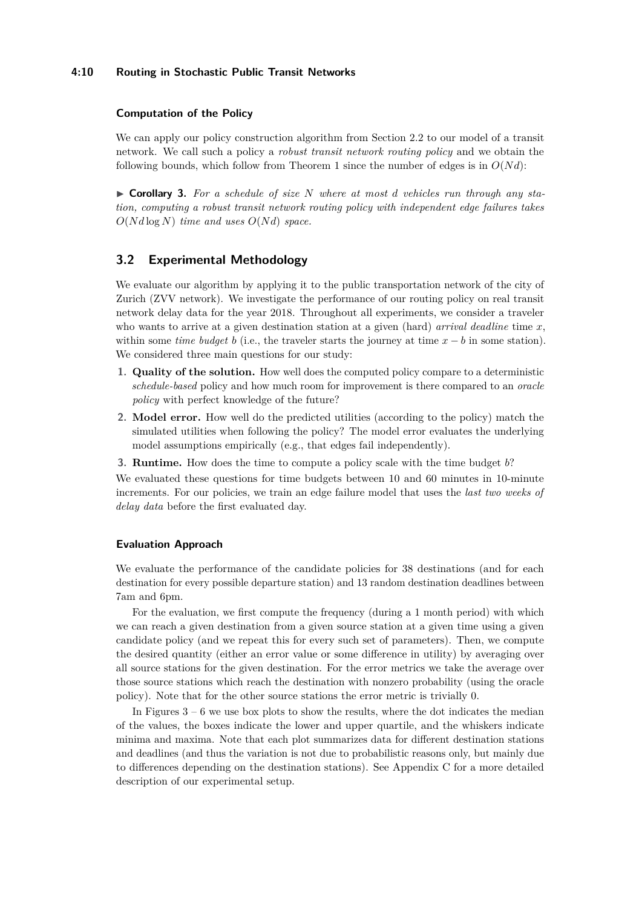### Computation of the Policy

We can apply our policy construction algorithm from Section 2.2 to our model of a transit network. We call such a policy a *robust transit network routing policy* and we obtain the following bounds, which follow from Theorem 1 since the number of edges is in $O(Nd)$:

▶ **Corollary 3.** *For a schedule of size $N$ where at most $d$ vehicles run through any station, computing a robust transit network routing policy with independent edge failures takes $O(Nd \log N)$ time and uses $O(Nd)$ space.*

## 3.2 Experimental Methodology

We evaluate our algorithm by applying it to the public transportation network of the city of Zurich (ZVV network). We investigate the performance of our routing policy on real transit network delay data for the year 2018. Throughout all experiments, we consider a traveler who wants to arrive at a given destination station at a given (hard) *arrival deadline* time $x$, within some *time budget* $b$ (i.e., the traveler starts the journey at time $x - b$ in some station). We considered three main questions for our study:

1. **Quality of the solution.** How well does the computed policy compare to a deterministic *schedule-based* policy and how much room for improvement is there compared to an *oracle policy* with perfect knowledge of the future?
2. **Model error.** How well do the predicted utilities (according to the policy) match the simulated utilities when following the policy? The model error evaluates the underlying model assumptions empirically (e.g., that edges fail independently).
3. **Runtime.** How does the time to compute a policy scale with the time budget $b$?

We evaluated these questions for time budgets between 10 and 60 minutes in 10-minute increments. For our policies, we train an edge failure model that uses the *last two weeks of delay data* before the first evaluated day.

### Evaluation Approach

We evaluate the performance of the candidate policies for 38 destinations (and for each destination for every possible departure station) and 13 random destination deadlines between 7am and 6pm.

For the evaluation, we first compute the frequency (during a 1 month period) with which we can reach a given destination from a given source station at a given time using a given candidate policy (and we repeat this for every such set of parameters). Then, we compute the desired quantity (either an error value or some difference in utility) by averaging over all source stations for the given destination. For the error metrics we take the average over those source stations which reach the destination with nonzero probability (using the oracle policy). Note that for the other source stations the error metric is trivially 0.

In Figures 3 – 6 we use box plots to show the results, where the dot indicates the median of the values, the boxes indicate the lower and upper quartile, and the whiskers indicate minima and maxima. Note that each plot summarizes data for different destination stations and deadlines (and thus the variation is not due to probabilistic reasons only, but mainly due to differences depending on the destination stations). See Appendix C for a more detailed description of our experimental setup.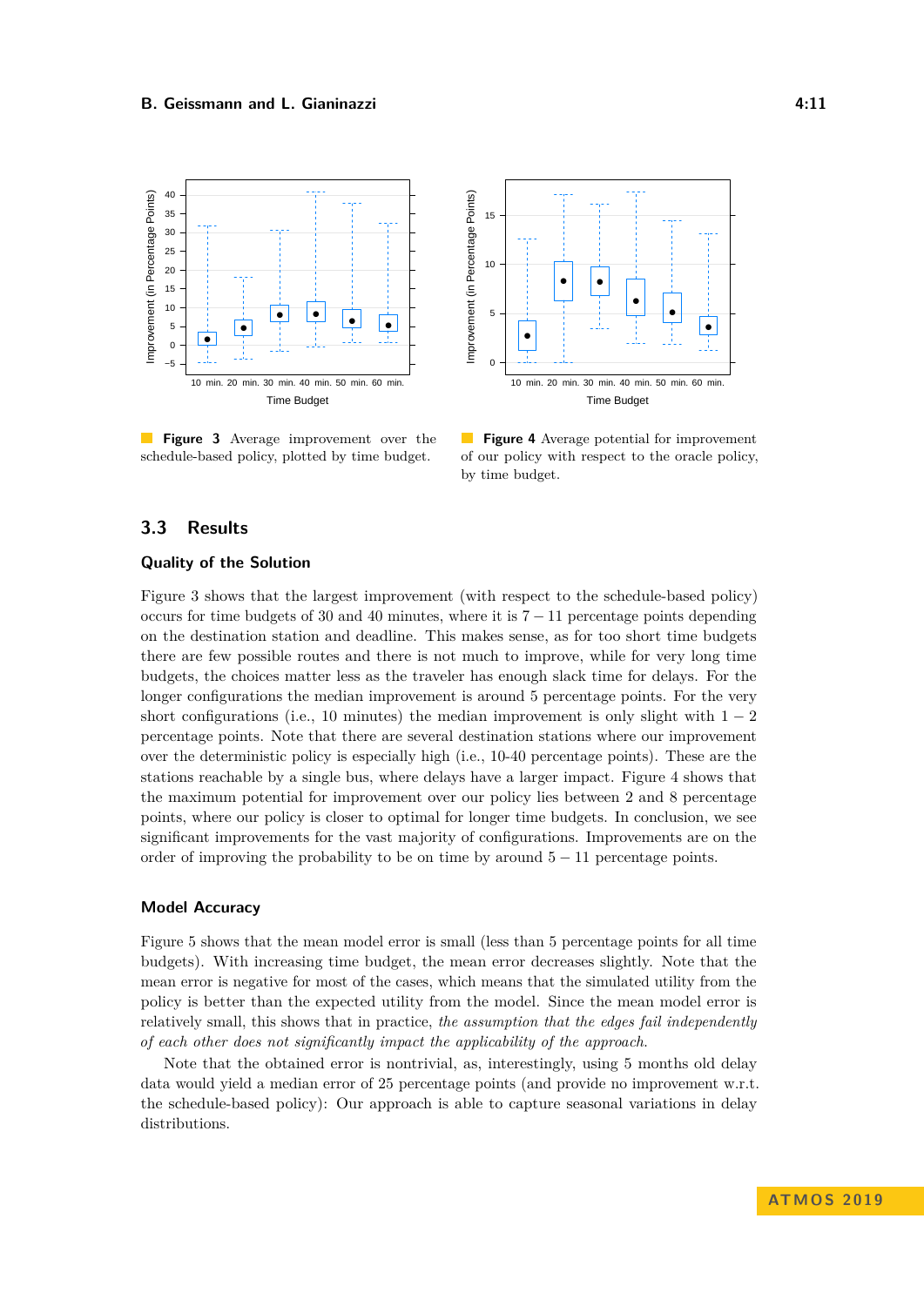**Figure 3** Average improvement over the schedule-based policy, plotted by time budget.

**Figure 4** Average potential for improvement of our policy with respect to the oracle policy, by time budget.

## 3.3 Results

### Quality of the Solution

Figure 3 shows that the largest improvement (with respect to the schedule-based policy) occurs for time budgets of 30 and 40 minutes, where it is $7 - 11$ percentage points depending on the destination station and deadline. This makes sense, as for too short time budgets there are few possible routes and there is not much to improve, while for very long time budgets, the choices matter less as the traveler has enough slack time for delays. For the longer configurations the median improvement is around 5 percentage points. For the very short configurations (i.e., 10 minutes) the median improvement is only slight with $1 - 2$ percentage points. Note that there are several destination stations where our improvement over the deterministic policy is especially high (i.e., 10-40 percentage points). These are the stations reachable by a single bus, where delays have a larger impact. Figure 4 shows that the maximum potential for improvement over our policy lies between 2 and 8 percentage points, where our policy is closer to optimal for longer time budgets. In conclusion, we see significant improvements for the vast majority of configurations. Improvements are on the order of improving the probability to be on time by around $5 - 11$ percentage points.

### Model Accuracy

Figure 5 shows that the mean model error is small (less than 5 percentage points for all time budgets). With increasing time budget, the mean error decreases slightly. Note that the mean error is negative for most of the cases, which means that the simulated utility from the policy is better than the expected utility from the model. Since the mean model error is relatively small, this shows that in practice, *the assumption that the edges fail independently of each other does not significantly impact the applicability of the approach*.

Note that the obtained error is nontrivial, as, interestingly, using 5 months old delay data would yield a median error of 25 percentage points (and provide no improvement w.r.t. the schedule-based policy): Our approach is able to capture seasonal variations in delay distributions.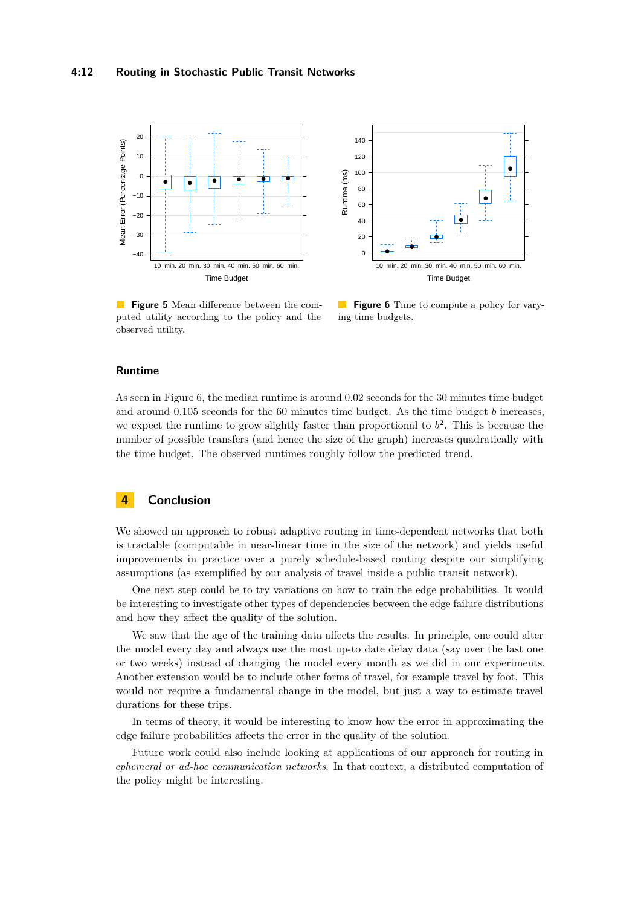**Figure 5** Mean difference between the computed utility according to the policy and the observed utility.

**Figure 6** Time to compute a policy for varying time budgets.

### Runtime

As seen in Figure 6, the median runtime is around 0.02 seconds for the 30 minutes time budget and around 0.105 seconds for the 60 minutes time budget. As the time budget $b$ increases, we expect the runtime to grow slightly faster than proportional to $b^2$. This is because the number of possible transfers (and hence the size of the graph) increases quadratically with the time budget. The observed runtimes roughly follow the predicted trend.

## 4 Conclusion

We showed an approach to robust adaptive routing in time-dependent networks that both is tractable (computable in near-linear time in the size of the network) and yields useful improvements in practice over a purely schedule-based routing despite our simplifying assumptions (as exemplified by our analysis of travel inside a public transit network).

One next step could be to try variations on how to train the edge probabilities. It would be interesting to investigate other types of dependencies between the edge failure distributions and how they affect the quality of the solution.

We saw that the age of the training data affects the results. In principle, one could alter the model every day and always use the most up-to date delay data (say over the last one or two weeks) instead of changing the model every month as we did in our experiments. Another extension would be to include other forms of travel, for example travel by foot. This would not require a fundamental change in the model, but just a way to estimate travel durations for these trips.

In terms of theory, it would be interesting to know how the error in approximating the edge failure probabilities affects the error in the quality of the solution.

Future work could also include looking at applications of our approach for routing in *ephemeral or ad-hoc communication networks*. In that context, a distributed computation of the policy might be interesting.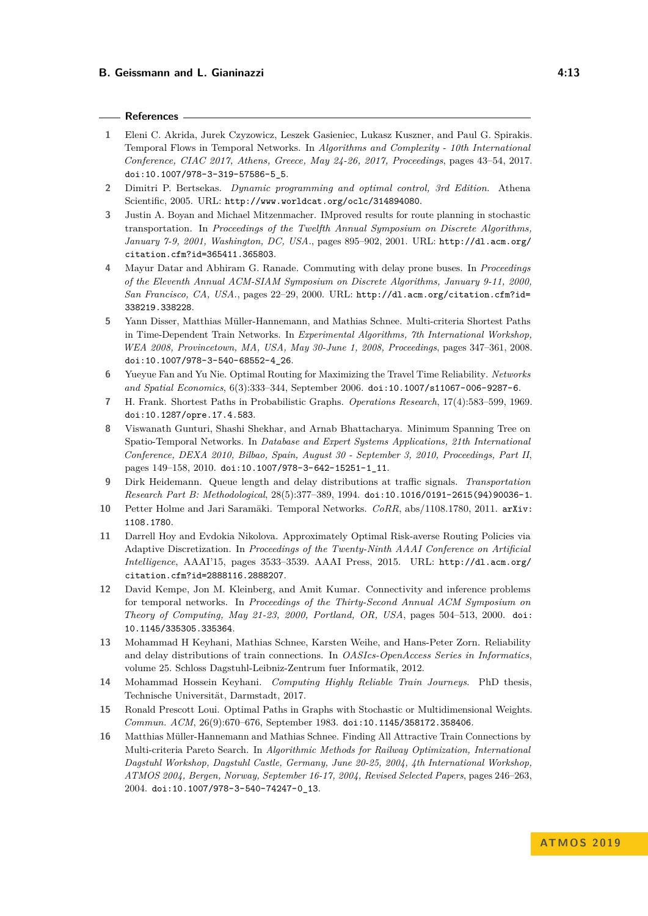## References

1. Eleni C. Akrida, Jurek Czyzowicz, Leszek Gasieniec, Lukasz Kuszner, and Paul G. Spirakis. Temporal Flows in Temporal Networks. In *Algorithms and Complexity - 10th International Conference, CIAC 2017, Athens, Greece, May 24-26, 2017, Proceedings*, pages 43–54, 2017. doi:10.1007/978-3-319-57586-5_5.
2. Dimitri P. Bertsekas. *Dynamic programming and optimal control, 3rd Edition*. Athena Scientific, 2005. URL: http://www.worldcat.org/oclc/314894080.
3. Justin A. Boyan and Michael Mitzenmacher. IMproved results for route planning in stochastic transportation. In *Proceedings of the Twelfth Annual Symposium on Discrete Algorithms, January 7-9, 2001, Washington, DC, USA.*, pages 895–902, 2001. URL: http://dl.acm.org/citation.cfm?id=365411.365803.
4. Mayur Datar and Abhiram G. Ranade. Commuting with delay prone buses. In *Proceedings of the Eleventh Annual ACM-SIAM Symposium on Discrete Algorithms, January 9-11, 2000, San Francisco, CA, USA.*, pages 22–29, 2000. URL: http://dl.acm.org/citation.cfm?id=338219.338228.
5. Yann Disser, Matthias Müller-Hannemann, and Mathias Schnee. Multi-criteria Shortest Paths in Time-Dependent Train Networks. In *Experimental Algorithms, 7th International Workshop, WEA 2008, Provincetown, MA, USA, May 30-June 1, 2008, Proceedings*, pages 347–361, 2008. doi:10.1007/978-3-540-68552-4_26.
6. Yueyue Fan and Yu Nie. Optimal Routing for Maximizing the Travel Time Reliability. *Networks and Spatial Economics*, 6(3):333–344, September 2006. doi:10.1007/s11067-006-9287-6.
7. H. Frank. Shortest Paths in Probabilitic Graphs. *Operations Research*, 17(4):583–599, 1969. doi:10.1287/opre.17.4.583.
8. Viswanath Gunturi, Shashi Shekhar, and Arnab Bhattacharya. Minimum Spanning Tree on Spatio-Temporal Networks. In *Database and Expert Systems Applications, 21th International Conference, DEXA 2010, Bilbao, Spain, August 30 - September 3, 2010, Proceedings, Part II*, pages 149–158, 2010. doi:10.1007/978-3-642-15251-1_11.
9. Dirk Heidemann. Queue length and delay distributions at traffic signals. *Transportation Research Part B: Methodological*, 28(5):377–389, 1994. doi:10.1016/0191-2615(94)90036-1.
10. Petter Holme and Jari Saramäki. Temporal Networks. *CoRR*, abs/1108.1780, 2011. arXiv:1108.1780.
11. Darrell Hoy and Evdokia Nikolova. Approximately Optimal Risk-averse Routing Policies via Adaptive Discretization. In *Proceedings of the Twenty-Ninth AAAI Conference on Artificial Intelligence*, AAAI'15, pages 3533–3539. AAAI Press, 2015. URL: http://dl.acm.org/citation.cfm?id=2888116.2888207.
12. David Kempe, Jon M. Kleinberg, and Amit Kumar. Connectivity and inference problems for temporal networks. In *Proceedings of the Thirty-Second Annual ACM Symposium on Theory of Computing, May 21-23, 2000, Portland, OR, USA*, pages 504–513, 2000. doi:10.1145/335305.335364.
13. Mohammad H Keyhani, Mathias Schnee, Karsten Weihe, and Hans-Peter Zorn. Reliability and delay distributions of train connections. In *OASIcs-OpenAccess Series in Informatics*, volume 25. Schloss Dagstuhl-Leibniz-Zentrum fuer Informatik, 2012.
14. Mohammad Hossein Keyhani. *Computing Highly Reliable Train Journeys*. PhD thesis, Technische Universität, Darmstadt, 2017.
15. Ronald Prescott Loui. Optimal Paths in Graphs with Stochastic or Multidimensional Weights. *Commun. ACM*, 26(9):670–676, September 1983. doi:10.1145/358172.358406.
16. Matthias Müller-Hannemann and Mathias Schnee. Finding All Attractive Train Connections by Multi-criteria Pareto Search. In *Algorithmic Methods for Railway Optimization, International Dagstuhl Workshop, Dagstuhl Castle, Germany, June 20-25, 2004, 4th International Workshop, ATMOS 2004, Bergen, Norway, September 16-17, 2004, Revised Selected Papers*, pages 246–263, 2004. doi:10.1007/978-3-540-74247-0_13.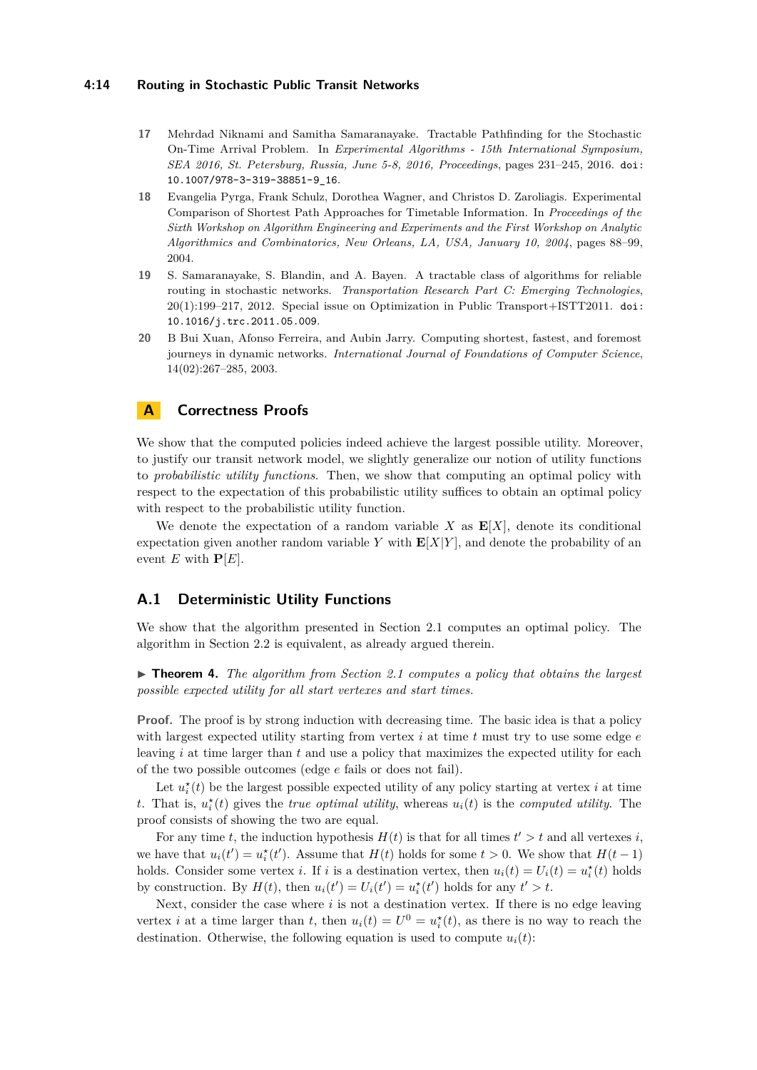17 Mehrdad Niknami and Samitha Samaranayake. Tractable Pathfinding for the Stochastic On-Time Arrival Problem. In *Experimental Algorithms - 15th International Symposium, SEA 2016, St. Petersburg, Russia, June 5-8, 2016, Proceedings*, pages 231–245, 2016. doi:10.1007/978-3-319-38851-9_16.

18 Evangelia Pyrga, Frank Schulz, Dorothea Wagner, and Christos D. Zaroliagis. Experimental Comparison of Shortest Path Approaches for Timetable Information. In *Proceedings of the Sixth Workshop on Algorithm Engineering and Experiments and the First Workshop on Analytic Algorithmics and Combinatorics, New Orleans, LA, USA, January 10, 2004*, pages 88–99, 2004.

19 S. Samaranayake, S. Blandin, and A. Bayen. A tractable class of algorithms for reliable routing in stochastic networks. *Transportation Research Part C: Emerging Technologies*, 20(1):199–217, 2012. Special issue on Optimization in Public Transport+ISTT2011. doi:10.1016/j.trc.2011.05.009.

20 B Bui Xuan, Afonso Ferreira, and Aubin Jarry. Computing shortest, fastest, and foremost journeys in dynamic networks. *International Journal of Foundations of Computer Science*, 14(02):267–285, 2003.

# A Correctness Proofs

We show that the computed policies indeed achieve the largest possible utility. Moreover, to justify our transit network model, we slightly generalize our notion of utility functions to *probabilistic utility functions*. Then, we show that computing an optimal policy with respect to the expectation of this probabilistic utility suffices to obtain an optimal policy with respect to the probabilistic utility function.

We denote the expectation of a random variable $X$ as $\mathbf{E}[X]$, denote its conditional expectation given another random variable $Y$ with $\mathbf{E}[X|Y]$, and denote the probability of an event $E$ with $\mathbf{P}[E]$.

## A.1 Deterministic Utility Functions

We show that the algorithm presented in Section 2.1 computes an optimal policy. The algorithm in Section 2.2 is equivalent, as already argued therein.

▶ **Theorem 4.** *The algorithm from Section 2.1 computes a policy that obtains the largest possible expected utility for all start vertexes and start times.*

**Proof.** The proof is by strong induction with decreasing time. The basic idea is that a policy with largest expected utility starting from vertex $i$ at time $t$ must try to use some edge $e$ leaving $i$ at time larger than $t$ and use a policy that maximizes the expected utility for each of the two possible outcomes (edge $e$ fails or does not fail).

Let $u_i^\star(t)$ be the largest possible expected utility of any policy starting at vertex $i$ at time $t$. That is, $u_i^\star(t)$ gives the *true optimal utility*, whereas $u_i(t)$ is the *computed utility*. The proof consists of showing the two are equal.

For any time $t$, the induction hypothesis $H(t)$ is that for all times $t' > t$ and all vertexes $i$, we have that $u_i(t') = u_i^\star(t')$. Assume that $H(t)$ holds for some $t > 0$. We show that $H(t-1)$ holds. Consider some vertex $i$. If $i$ is a destination vertex, then $u_i(t) = U_i(t) = u_i^\star(t)$ holds by construction. By $H(t)$, then $u_i(t') = U_i(t') = u_i^\star(t')$ holds for any $t' > t$.

Next, consider the case where $i$ is not a destination vertex. If there is no edge leaving vertex $i$ at a time larger than $t$, then $u_i(t) = U^0 = u_i^\star(t)$, as there is no way to reach the destination. Otherwise, the following equation is used to compute $u_i(t)$: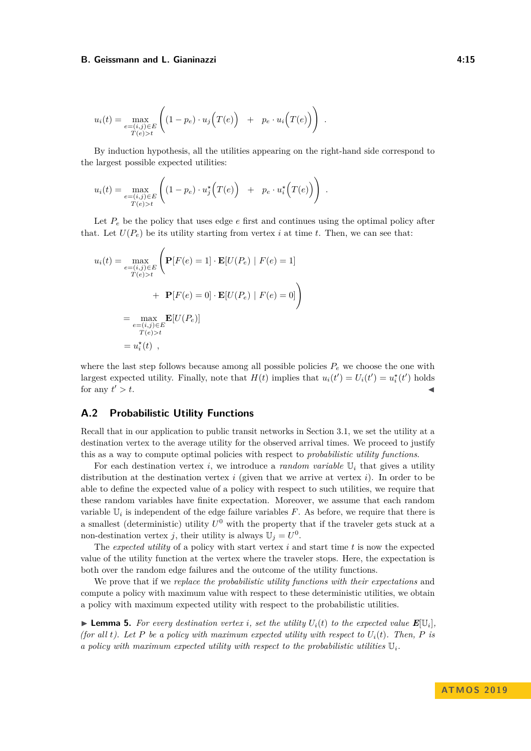$$u_i(t) = \max_{\substack{e=(i,j)\in E\\ T(e)>t}} \left( (1-p_e)\cdot u_j\Big(T(e)\Big) \quad + \quad p_e \cdot u_i\Big(T(e)\Big) \right) \ .$$

By induction hypothesis, all the utilities appearing on the right-hand side correspond to the largest possible expected utilities:

$$u_i(t) = \max_{\substack{e=(i,j)\in E\\ T(e)>t}} \left( (1-p_e)\cdot u_j^\star\Big(T(e)\Big) \quad + \quad p_e \cdot u_i^\star\Big(T(e)\Big) \right) \ .$$

Let $P_e$ be the policy that uses edge $e$ first and continues using the optimal policy after that. Let $U(P_e)$ be its utility starting from vertex $i$ at time $t$. Then, we can see that:

$$\begin{aligned}
u_i(t) &= \max_{\substack{e=(i,j)\in E\\ T(e)>t}} \Bigg( \mathbf{P}[F(e)=1]\cdot \mathbf{E}[U(P_e) \mid F(e)=1] \\
&\qquad\qquad + \ \mathbf{P}[F(e)=0]\cdot \mathbf{E}[U(P_e) \mid F(e)=0] \Bigg) \\
&= \max_{\substack{e=(i,j)\in E\\ T(e)>t}} \mathbf{E}[U(P_e)] \\
&= u_i^\star(t) \ ,
\end{aligned}$$

where the last step follows because among all possible policies $P_e$ we choose the one with largest expected utility. Finally, note that $H(t)$ implies that $u_i(t') = U_i(t') = u_i^\star(t')$ holds for any $t' > t$. ◀

## A.2 Probabilistic Utility Functions

Recall that in our application to public transit networks in Section 3.1, we set the utility at a destination vertex to the average utility for the observed arrival times. We proceed to justify this as a way to compute optimal policies with respect to *probabilistic utility functions*.

For each destination vertex $i$, we introduce a *random variable* $\mathbb{U}_i$ that gives a utility distribution at the destination vertex $i$ (given that we arrive at vertex $i$). In order to be able to define the expected value of a policy with respect to such utilities, we require that these random variables have finite expectation. Moreover, we assume that each random variable $\mathbb{U}_i$ is independent of the edge failure variables $F$. As before, we require that there is a smallest (deterministic) utility $U^0$ with the property that if the traveler gets stuck at a non-destination vertex $j$, their utility is always $\mathbb{U}_j = U^0$.

The *expected utility* of a policy with start vertex $i$ and start time $t$ is now the expected value of the utility function at the vertex where the traveler stops. Here, the expectation is both over the random edge failures and the outcome of the utility functions.

We prove that if we *replace the probabilistic utility functions with their expectations* and compute a policy with maximum value with respect to these deterministic utilities, we obtain a policy with maximum expected utility with respect to the probabilistic utilities.

▶ **Lemma 5.** *For every destination vertex $i$, set the utility $U_i(t)$ to the expected value $\boldsymbol{E}[\mathbb{U}_i]$, (for all $t$). Let $P$ be a policy with maximum expected utility with respect to $U_i(t)$. Then, $P$ is a policy with maximum expected utility with respect to the probabilistic utilities $\mathbb{U}_i$.*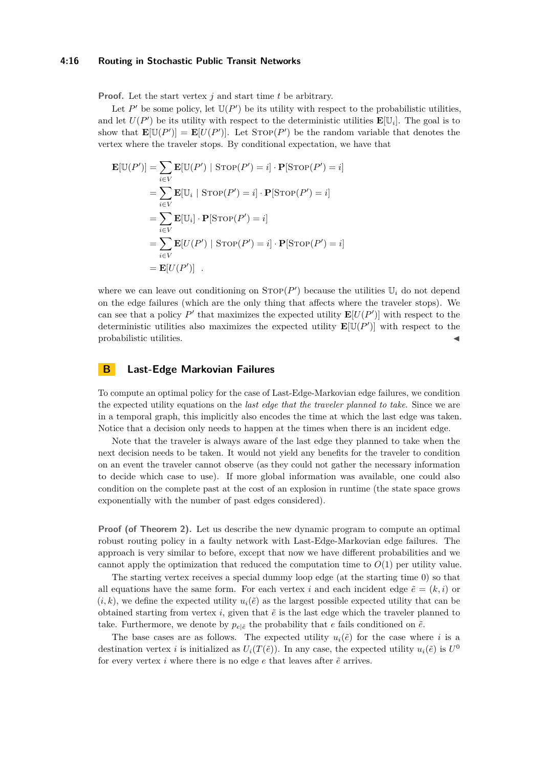**Proof.** Let the start vertex $j$ and start time $t$ be arbitrary.

Let $P'$ be some policy, let $\mathbb{U}(P')$ be its utility with respect to the probabilistic utilities, and let $U(P')$ be its utility with respect to the deterministic utilities $\mathbf{E}[\mathbb{U}_i]$. The goal is to show that $\mathbf{E}[\mathbb{U}(P')] = \mathbf{E}[U(P')]$. Let $\textsc{Stop}(P')$ be the random variable that denotes the vertex where the traveler stops. By conditional expectation, we have that

$$
\begin{aligned}
\mathbf{E}[\mathbb{U}(P')] &= \sum_{i \in V} \mathbf{E}[\mathbb{U}(P') \mid \textsc{Stop}(P') = i] \cdot \mathbf{P}[\textsc{Stop}(P') = i] \\
&= \sum_{i \in V} \mathbf{E}[\mathbb{U}_i \mid \textsc{Stop}(P') = i] \cdot \mathbf{P}[\textsc{Stop}(P') = i] \\
&= \sum_{i \in V} \mathbf{E}[\mathbb{U}_i] \cdot \mathbf{P}[\textsc{Stop}(P') = i] \\
&= \sum_{i \in V} \mathbf{E}[U(P') \mid \textsc{Stop}(P') = i] \cdot \mathbf{P}[\textsc{Stop}(P') = i] \\
&= \mathbf{E}[U(P')] \enspace .
\end{aligned}
$$

where we can leave out conditioning on $\textsc{Stop}(P')$ because the utilities $\mathbb{U}_i$ do not depend on the edge failures (which are the only thing that affects where the traveler stops). We can see that a policy $P'$ that maximizes the expected utility $\mathbf{E}[U(P')]$ with respect to the deterministic utilities also maximizes the expected utility $\mathbf{E}[\mathbb{U}(P')]$ with respect to the probabilistic utilities. ◀

## B Last-Edge Markovian Failures

To compute an optimal policy for the case of Last-Edge-Markovian edge failures, we condition the expected utility equations on the *last edge that the traveler planned to take*. Since we are in a temporal graph, this implicitly also encodes the time at which the last edge was taken. Notice that a decision only needs to happen at the times when there is an incident edge.

Note that the traveler is always aware of the last edge they planned to take when the next decision needs to be taken. It would not yield any benefits for the traveler to condition on an event the traveler cannot observe (as they could not gather the necessary information to decide which case to use). If more global information was available, one could also condition on the complete past at the cost of an explosion in runtime (the state space grows exponentially with the number of past edges considered).

**Proof (of Theorem 2).** Let us describe the new dynamic program to compute an optimal robust routing policy in a faulty network with Last-Edge-Markovian edge failures. The approach is very similar to before, except that now we have different probabilities and we cannot apply the optimization that reduced the computation time to $O(1)$ per utility value.

The starting vertex receives a special dummy loop edge (at the starting time 0) so that all equations have the same form. For each vertex $i$ and each incident edge $\tilde{e} = (k, i)$ or $(i, k)$, we define the expected utility $u_i(\tilde{e})$ as the largest possible expected utility that can be obtained starting from vertex $i$, given that $\tilde{e}$ is the last edge which the traveler planned to take. Furthermore, we denote by $p_{e|\tilde{e}}$ the probability that $e$ fails conditioned on $\tilde{e}$.

The base cases are as follows. The expected utility $u_i(\tilde{e})$ for the case where $i$ is a destination vertex $i$ is initialized as $U_i(T(\tilde{e}))$. In any case, the expected utility $u_i(\tilde{e})$ is $U^0$ for every vertex $i$ where there is no edge $e$ that leaves after $\tilde{e}$ arrives.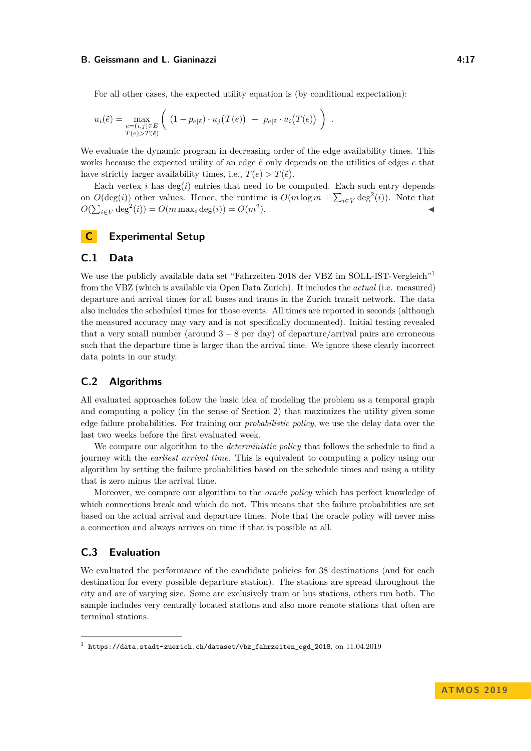For all other cases, the expected utility equation is (by conditional expectation):

$$u_i(\tilde{e}) = \max_{\substack{e=(i,j)\in E\\ T(e)>T(\tilde{e})}} \left( (1 - p_{e|\tilde{e}}) \cdot u_j\big(T(e)\big) \; + \; p_{e|\tilde{e}} \cdot u_i\big(T(e)\big) \right) .$$

We evaluate the dynamic program in decreasing order of the edge availability times. This works because the expected utility of an edge $\tilde{e}$ only depends on the utilities of edges $e$ that have strictly larger availability times, i.e., $T(e) > T(\tilde{e})$.

Each vertex $i$ has $\deg(i)$ entries that need to be computed. Each such entry depends on $O(\deg(i))$ other values. Hence, the runtime is $O(m \log m + \sum_{i\in V} \deg^2(i))$. Note that $O(\sum_{i\in V} \deg^2(i)) = O(m \max_i \deg(i)) = O(m^2)$. ◀

# C Experimental Setup

## C.1 Data

We use the publicly available data set "Fahrzeiten 2018 der VBZ im SOLL-IST-Vergleich"[1] from the VBZ (which is available via Open Data Zurich). It includes the *actual* (i.e. measured) departure and arrival times for all buses and trams in the Zurich transit network. The data also includes the scheduled times for those events. All times are reported in seconds (although the measured accuracy may vary and is not specifically documented). Initial testing revealed that a very small number (around $3 - 8$ per day) of departure/arrival pairs are erroneous such that the departure time is larger than the arrival time. We ignore these clearly incorrect data points in our study.

## C.2 Algorithms

All evaluated approaches follow the basic idea of modeling the problem as a temporal graph and computing a policy (in the sense of Section 2) that maximizes the utility given some edge failure probabilities. For training our *probabilistic policy*, we use the delay data over the last two weeks before the first evaluated week.

We compare our algorithm to the *deterministic policy* that follows the schedule to find a journey with the *earliest arrival time*. This is equivalent to computing a policy using our algorithm by setting the failure probabilities based on the schedule times and using a utility that is zero minus the arrival time.

Moreover, we compare our algorithm to the *oracle policy* which has perfect knowledge of which connections break and which do not. This means that the failure probabilities are set based on the actual arrival and departure times. Note that the oracle policy will never miss a connection and always arrives on time if that is possible at all.

## C.3 Evaluation

We evaluated the performance of the candidate policies for 38 destinations (and for each destination for every possible departure station). The stations are spread throughout the city and are of varying size. Some are exclusively tram or bus stations, others run both. The sample includes very centrally located stations and also more remote stations that often are terminal stations.

---

[1] https://data.stadt-zuerich.ch/dataset/vbz_fahrzeiten_ogd_2018, on 11.04.2019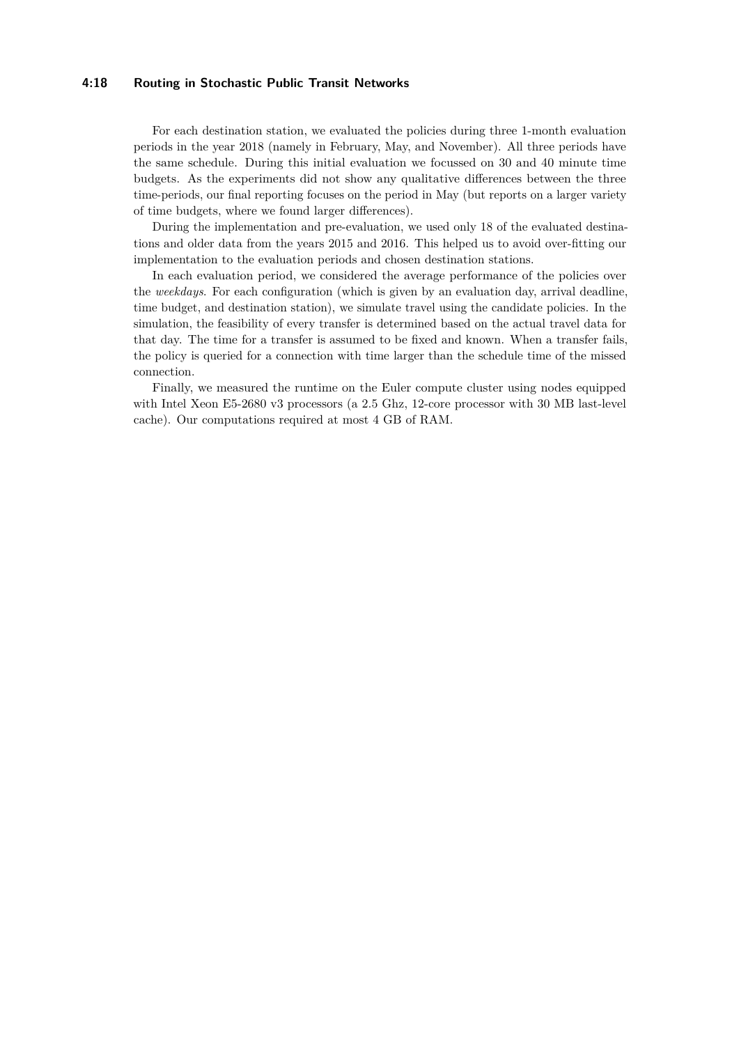For each destination station, we evaluated the policies during three 1-month evaluation periods in the year 2018 (namely in February, May, and November). All three periods have the same schedule. During this initial evaluation we focussed on 30 and 40 minute time budgets. As the experiments did not show any qualitative differences between the three time-periods, our final reporting focuses on the period in May (but reports on a larger variety of time budgets, where we found larger differences).

During the implementation and pre-evaluation, we used only 18 of the evaluated destinations and older data from the years 2015 and 2016. This helped us to avoid over-fitting our implementation to the evaluation periods and chosen destination stations.

In each evaluation period, we considered the average performance of the policies over the *weekdays*. For each configuration (which is given by an evaluation day, arrival deadline, time budget, and destination station), we simulate travel using the candidate policies. In the simulation, the feasibility of every transfer is determined based on the actual travel data for that day. The time for a transfer is assumed to be fixed and known. When a transfer fails, the policy is queried for a connection with time larger than the schedule time of the missed connection.

Finally, we measured the runtime on the Euler compute cluster using nodes equipped with Intel Xeon E5-2680 v3 processors (a 2.5 Ghz, 12-core processor with 30 MB last-level cache). Our computations required at most 4 GB of RAM.